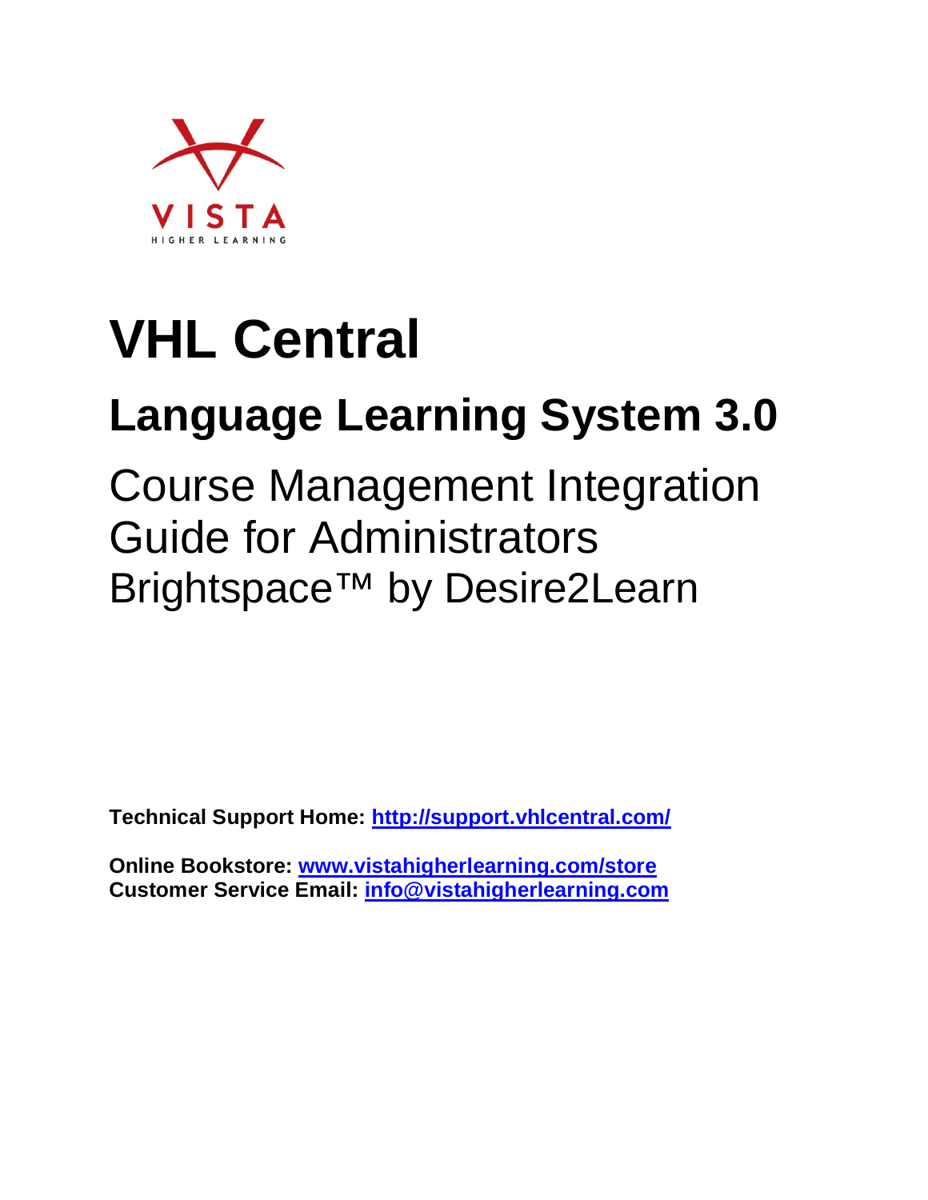VISTA

HIGHER LEARNING

# VHL Central

## Language Learning System 3.0

Course Management Integration Guide for Administrators
Brightspace™ by Desire2Learn

**Technical Support Home:** **http://support.vhlcentral.com/**

**Online Bookstore:** **www.vistahigherlearning.com/store**
**Customer Service Email:** **info@vistahigherlearning.com**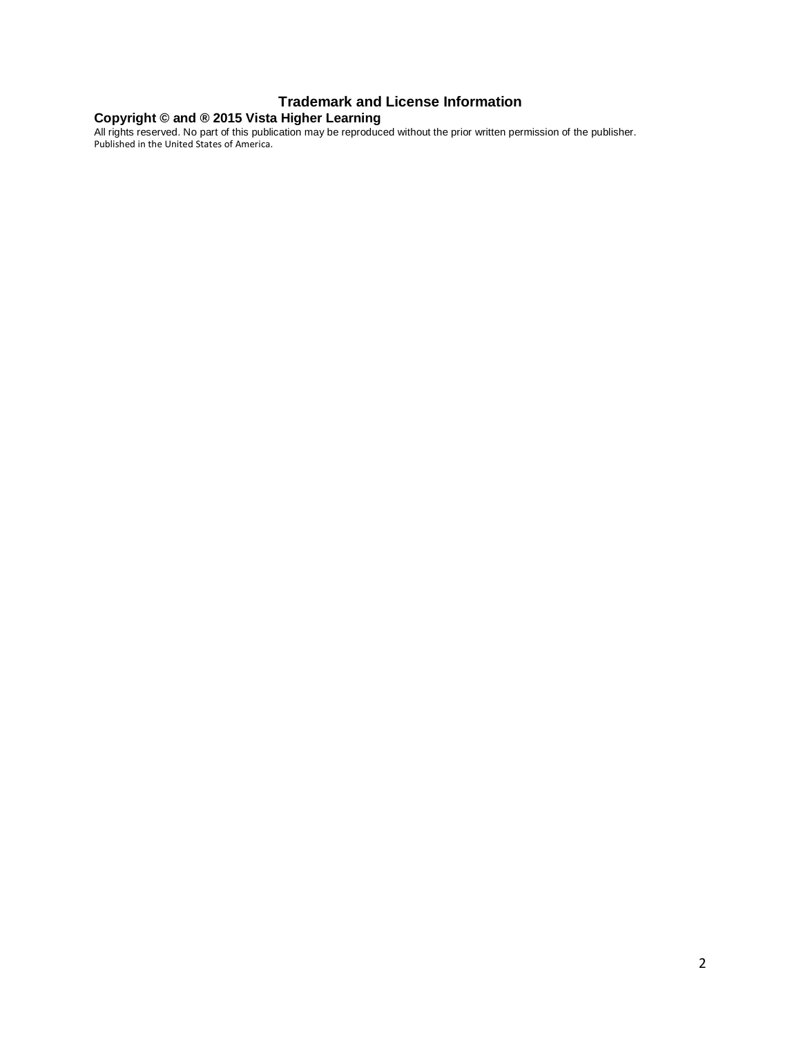# Trademark and License Information

**Copyright © and ® 2015 Vista Higher Learning**

All rights reserved. No part of this publication may be reproduced without the prior written permission of the publisher.
Published in the United States of America.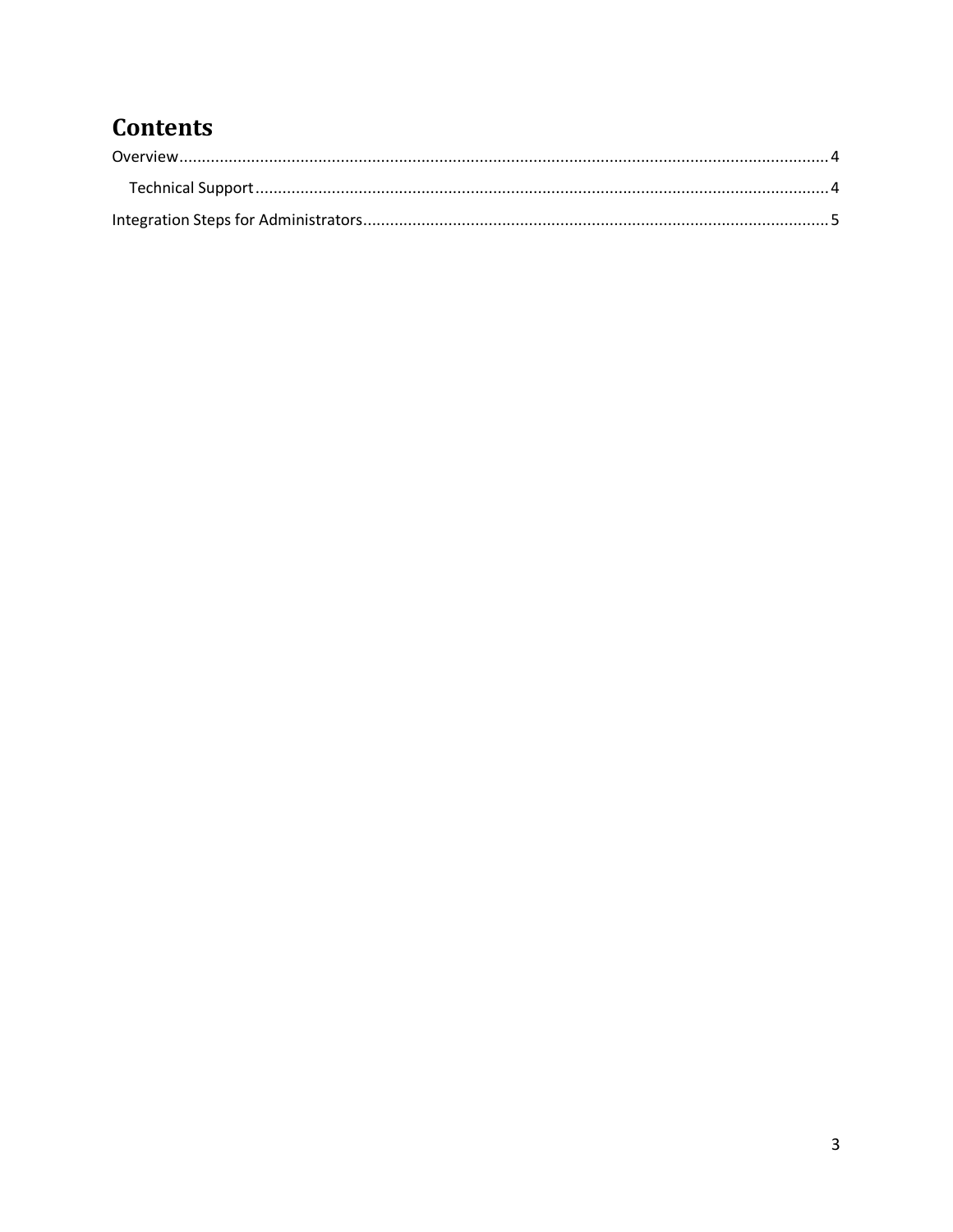# Contents

Overview.............................................................................................................................................4

Technical Support.........................................................................................................................4

Integration Steps for Administrators.....................................................................................................5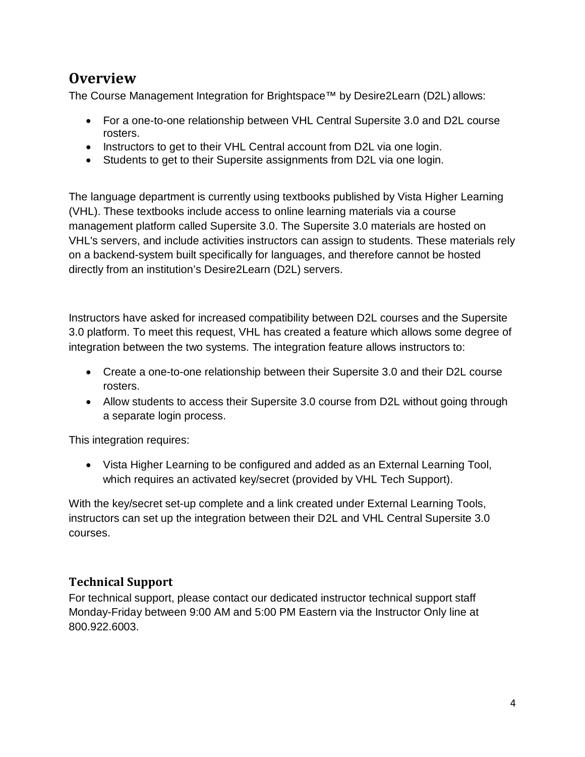## Overview

The Course Management Integration for Brightspace™ by Desire2Learn (D2L) allows:

- For a one-to-one relationship between VHL Central Supersite 3.0 and D2L course rosters.
- Instructors to get to their VHL Central account from D2L via one login.
- Students to get to their Supersite assignments from D2L via one login.

The language department is currently using textbooks published by Vista Higher Learning (VHL). These textbooks include access to online learning materials via a course management platform called Supersite 3.0. The Supersite 3.0 materials are hosted on VHL's servers, and include activities instructors can assign to students. These materials rely on a backend-system built specifically for languages, and therefore cannot be hosted directly from an institution's Desire2Learn (D2L) servers.

Instructors have asked for increased compatibility between D2L courses and the Supersite 3.0 platform. To meet this request, VHL has created a feature which allows some degree of integration between the two systems. The integration feature allows instructors to:

- Create a one-to-one relationship between their Supersite 3.0 and their D2L course rosters.
- Allow students to access their Supersite 3.0 course from D2L without going through a separate login process.

This integration requires:

- Vista Higher Learning to be configured and added as an External Learning Tool, which requires an activated key/secret (provided by VHL Tech Support).

With the key/secret set-up complete and a link created under External Learning Tools, instructors can set up the integration between their D2L and VHL Central Supersite 3.0 courses.

### Technical Support

For technical support, please contact our dedicated instructor technical support staff Monday-Friday between 9:00 AM and 5:00 PM Eastern via the Instructor Only line at 800.922.6003.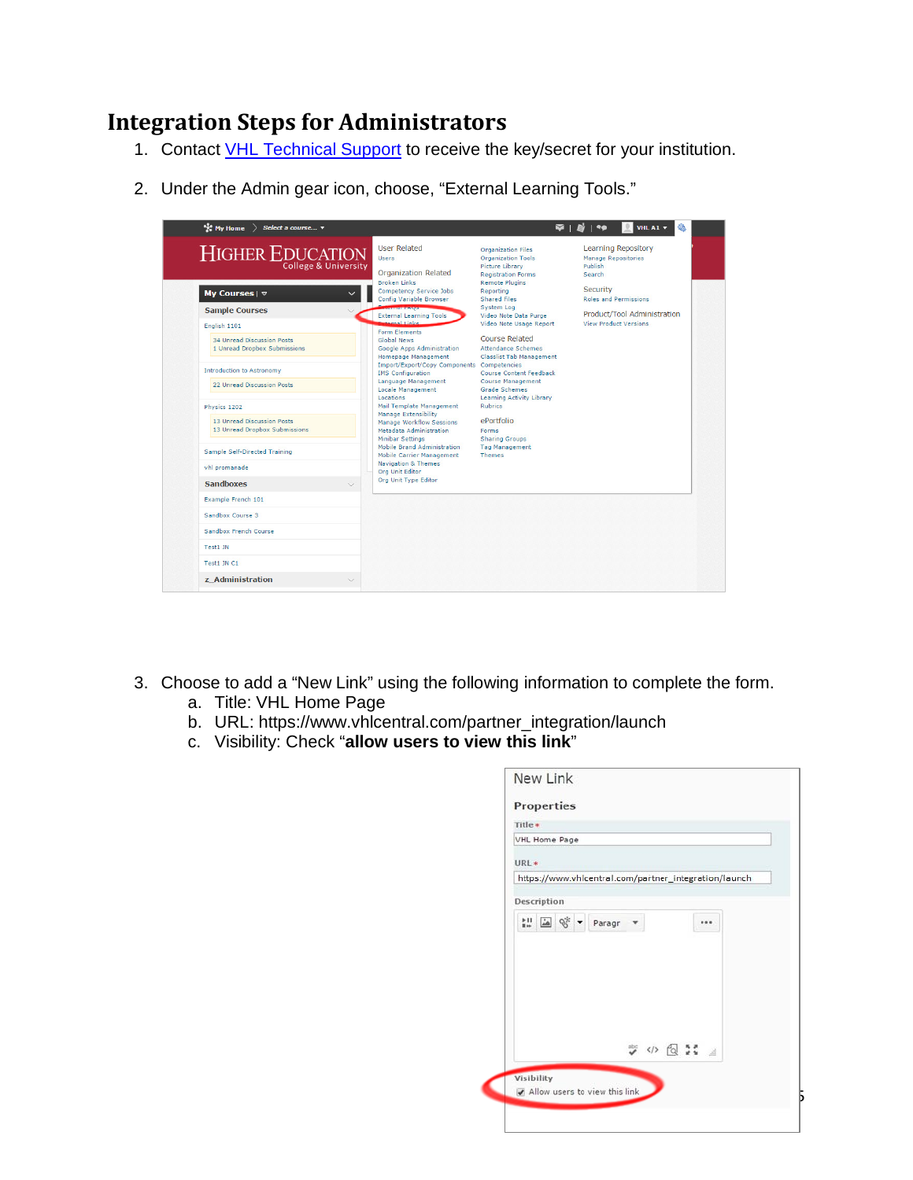## Integration Steps for Administrators

1. Contact VHL Technical Support to receive the key/secret for your institution.

2. Under the Admin gear icon, choose, “External Learning Tools.”

3. Choose to add a “New Link” using the following information to complete the form.
   a. Title: VHL Home Page
   b. URL: https://www.vhlcentral.com/partner_integration/launch
   c. Visibility: Check “**allow users to view this link**”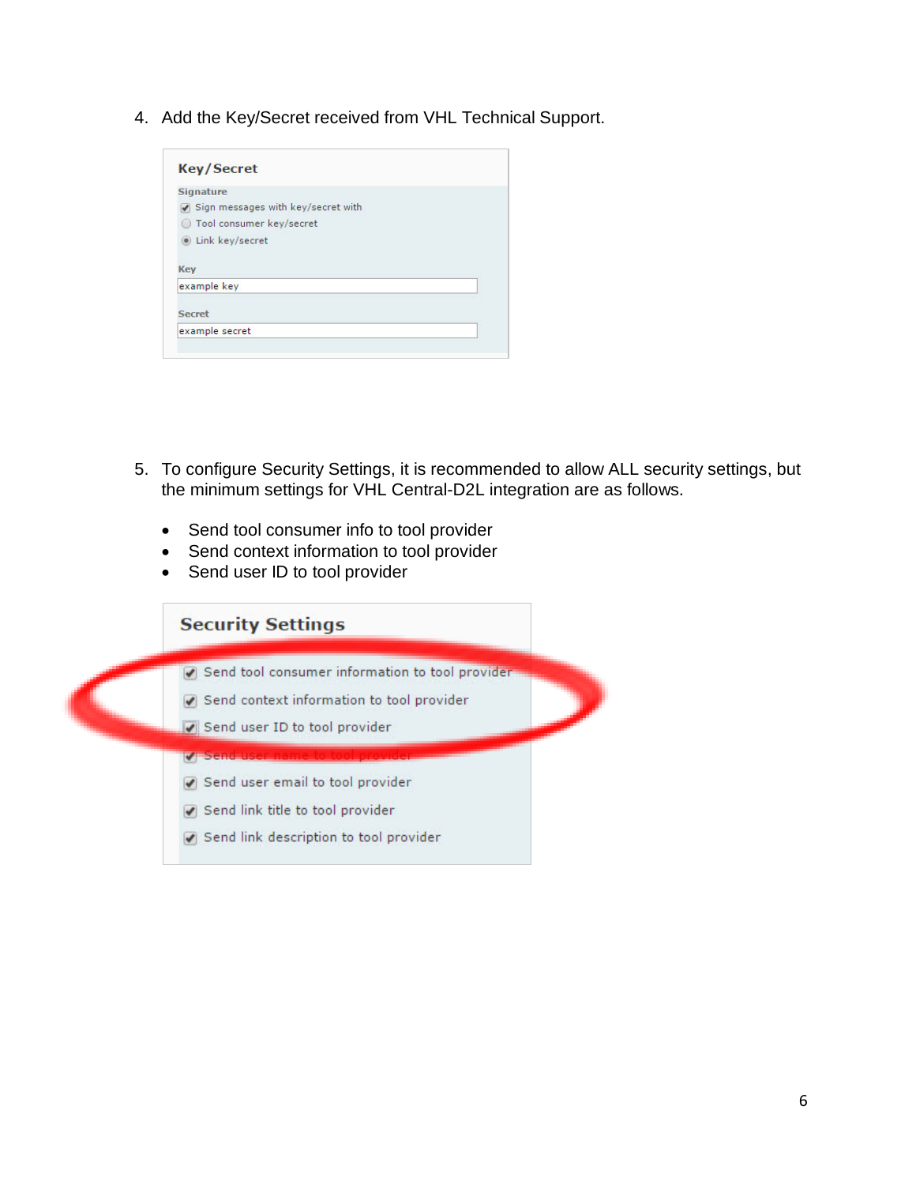4. Add the Key/Secret received from VHL Technical Support.

**Key/Secret**

Signature

- [x] Sign messages with key/secret with
- ( ) Tool consumer key/secret
- (•) Link key/secret

Key

example key

Secret

example secret

5. To configure Security Settings, it is recommended to allow ALL security settings, but the minimum settings for VHL Central-D2L integration are as follows.

   - Send tool consumer info to tool provider
   - Send context information to tool provider
   - Send user ID to tool provider

**Security Settings**

- [x] Send tool consumer information to tool provider
- [x] Send context information to tool provider
- [x] Send user ID to tool provider
- [x] Send user name to tool provider
- [x] Send user email to tool provider
- [x] Send link title to tool provider
- [x] Send link description to tool provider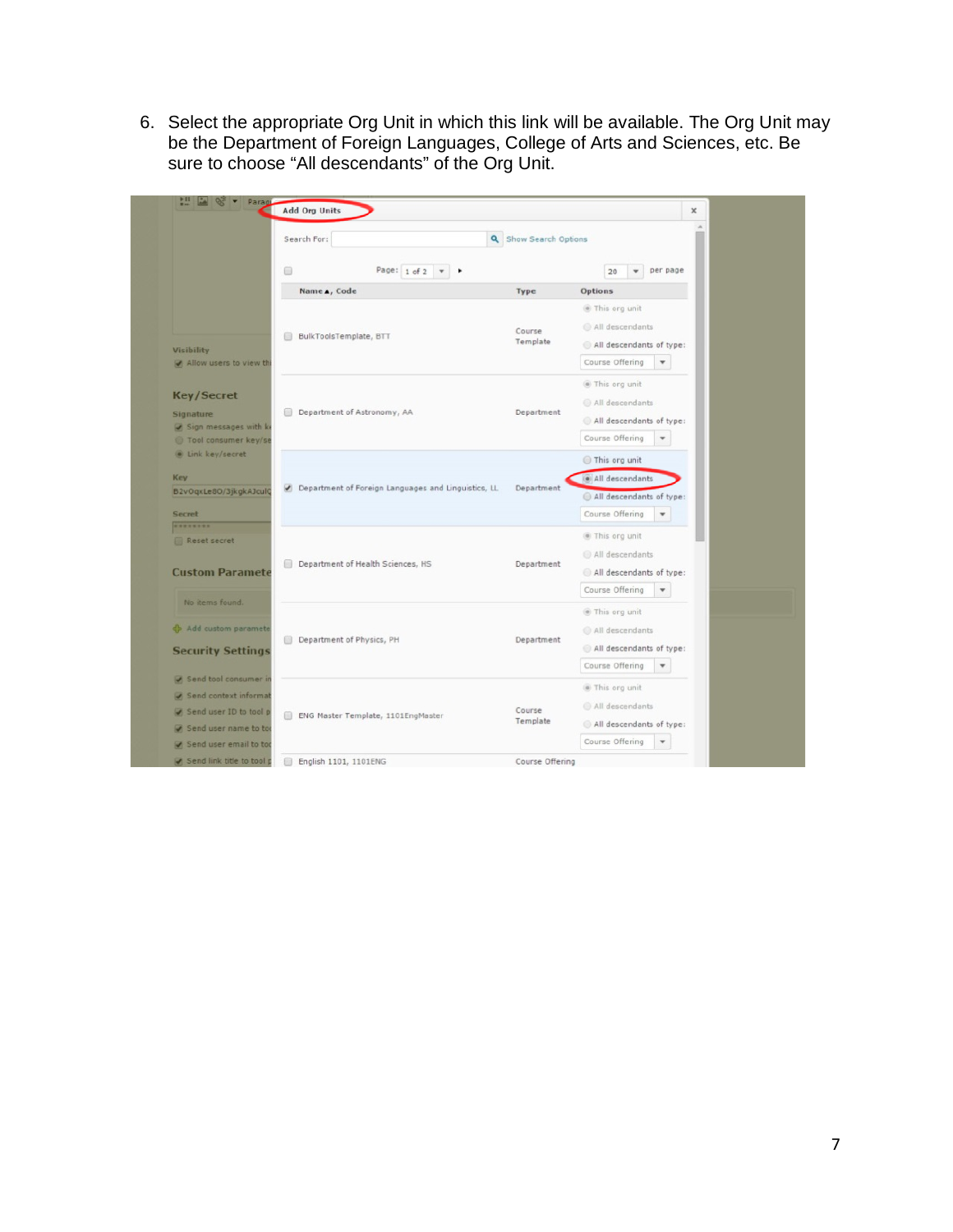6. Select the appropriate Org Unit in which this link will be available. The Org Unit may be the Department of Foreign Languages, College of Arts and Sciences, etc. Be sure to choose “All descendants” of the Org Unit.